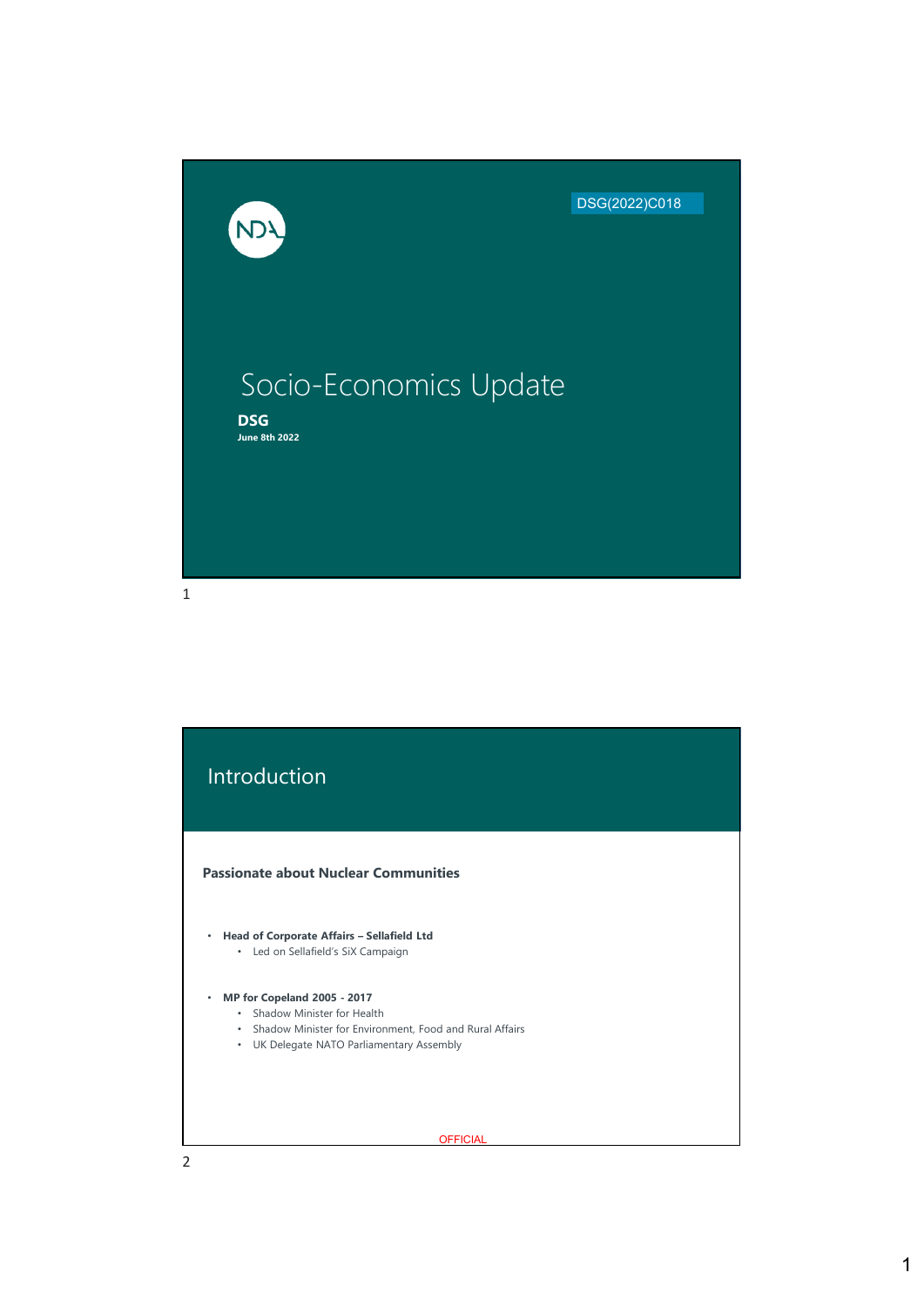DSG(2022)C018

NDA

# Socio-Economics Update

**DSG**
**June 8th 2022**

## Introduction

**Passionate about Nuclear Communities**

- **Head of Corporate Affairs – Sellafield Ltd**
    - Led on Sellafield's SiX Campaign
- **MP for Copeland 2005 - 2017**
    - Shadow Minister for Health
    - Shadow Minister for Environment, Food and Rural Affairs
    - UK Delegate NATO Parliamentary Assembly

OFFICIAL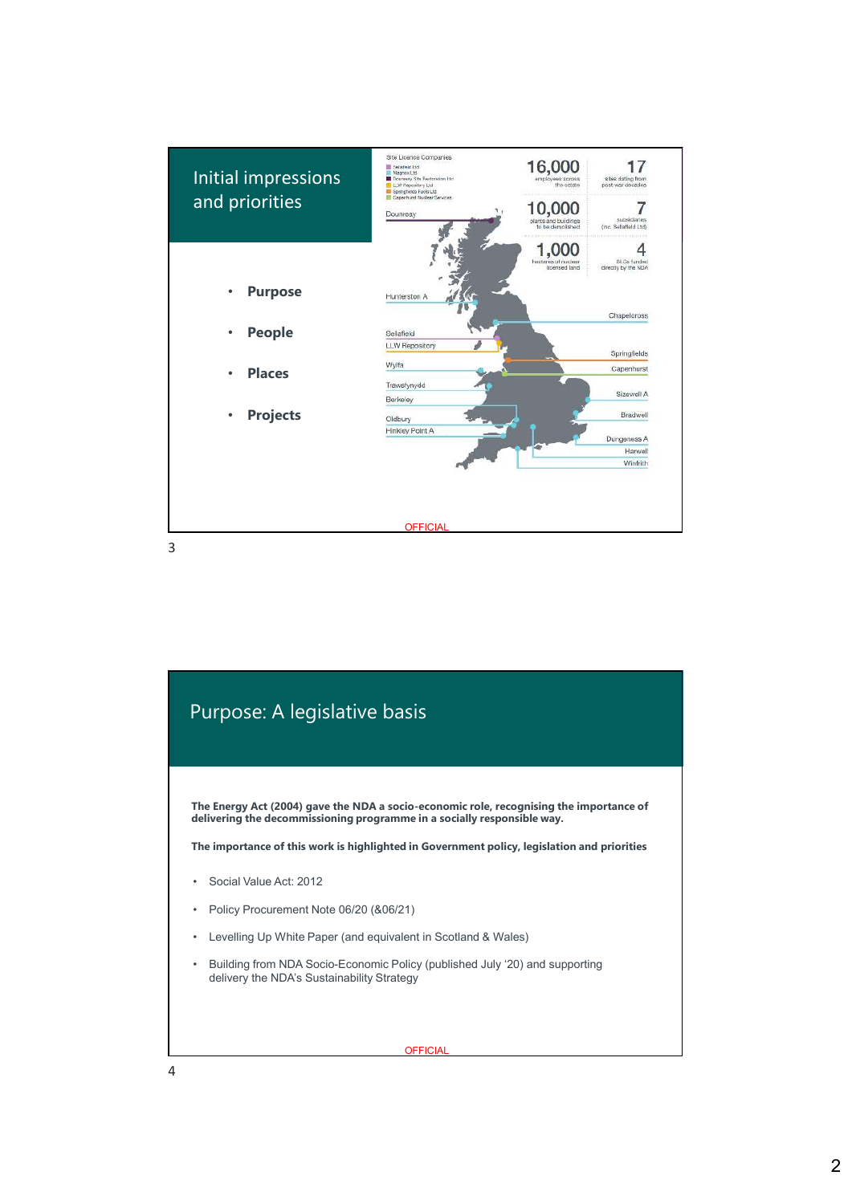## Initial impressions and priorities

- **Purpose**
- **People**
- **Places**
- **Projects**

Site Licence Companies

- Sellafield Ltd
- Magnox Ltd
- Dounreay Site Restoration Ltd
- LLW Repository Ltd
- Springfields Fuels Ltd
- Capenhurst Nuclear Services

| | |
|---|---|
| **16,000** employees across the estate | **17** sites dating from post-war decades |
| **10,000** plants and buildings to be demolished | **7** subsidiaries (inc. Sellafield Ltd) |
| **1,000** hectares of nuclear licensed land | **4** SLCs funded directly by the NDA |

Dounreay, Hunterston A, Sellafield, LLW Repository, Wylfa, Trawsfynydd, Berkeley, Oldbury, Hinkley Point A, Chapelcross, Springfields, Capenhurst, Sizewell A, Bradwell, Dungeness A, Harwell, Winfrith

OFFICIAL

## Purpose: A legislative basis

**The Energy Act (2004) gave the NDA a socio-economic role, recognising the importance of delivering the decommissioning programme in a socially responsible way.**

**The importance of this work is highlighted in Government policy, legislation and priorities**

- Social Value Act: 2012
- Policy Procurement Note 06/20 (&06/21)
- Levelling Up White Paper (and equivalent in Scotland & Wales)
- Building from NDA Socio-Economic Policy (published July '20) and supporting delivery the NDA's Sustainability Strategy

OFFICIAL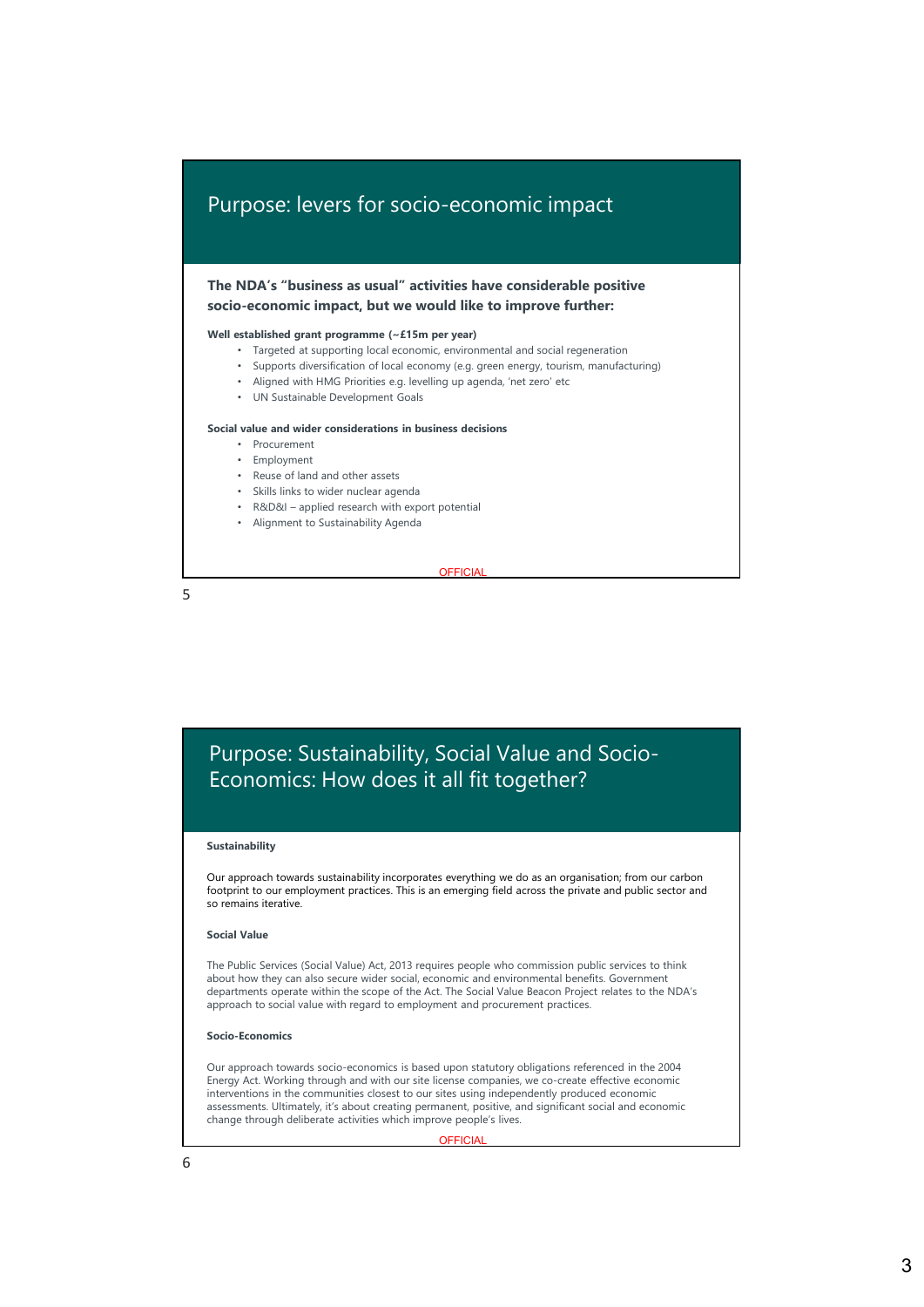## Purpose: levers for socio-economic impact

**The NDA's "business as usual" activities have considerable positive socio-economic impact, but we would like to improve further:**

**Well established grant programme (~£15m per year)**

- Targeted at supporting local economic, environmental and social regeneration
- Supports diversification of local economy (e.g. green energy, tourism, manufacturing)
- Aligned with HMG Priorities e.g. levelling up agenda, 'net zero' etc
- UN Sustainable Development Goals

**Social value and wider considerations in business decisions**

- Procurement
- Employment
- Reuse of land and other assets
- Skills links to wider nuclear agenda
- R&D&I – applied research with export potential
- Alignment to Sustainability Agenda

OFFICIAL

## Purpose: Sustainability, Social Value and Socio-Economics: How does it all fit together?

**Sustainability**

Our approach towards sustainability incorporates everything we do as an organisation; from our carbon footprint to our employment practices. This is an emerging field across the private and public sector and so remains iterative.

**Social Value**

The Public Services (Social Value) Act, 2013 requires people who commission public services to think about how they can also secure wider social, economic and environmental benefits. Government departments operate within the scope of the Act. The Social Value Beacon Project relates to the NDA's approach to social value with regard to employment and procurement practices.

**Socio-Economics**

Our approach towards socio-economics is based upon statutory obligations referenced in the 2004 Energy Act. Working through and with our site license companies, we co-create effective economic interventions in the communities closest to our sites using independently produced economic assessments. Ultimately, it's about creating permanent, positive, and significant social and economic change through deliberate activities which improve people's lives.

OFFICIAL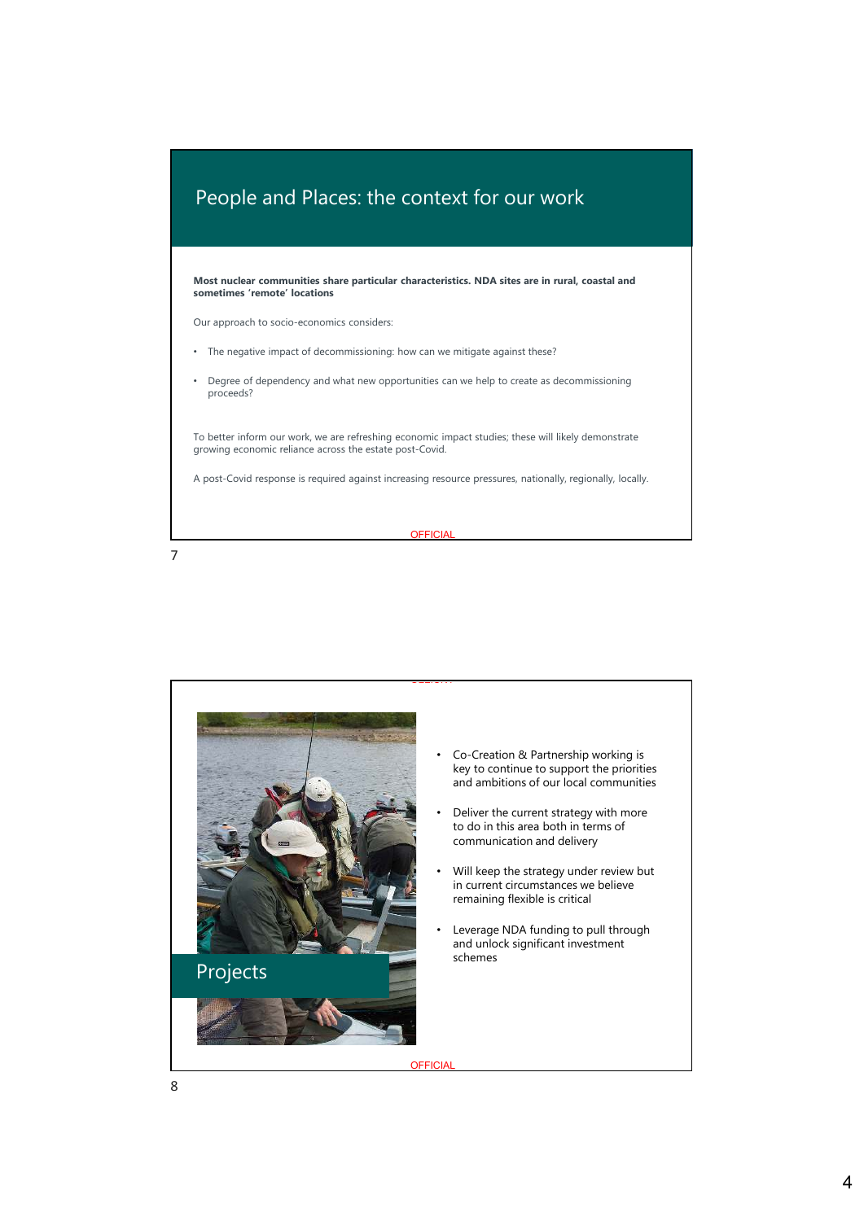## People and Places: the context for our work

**Most nuclear communities share particular characteristics. NDA sites are in rural, coastal and sometimes 'remote' locations**

Our approach to socio-economics considers:

- The negative impact of decommissioning: how can we mitigate against these?
- Degree of dependency and what new opportunities can we help to create as decommissioning proceeds?

To better inform our work, we are refreshing economic impact studies; these will likely demonstrate growing economic reliance across the estate post-Covid.

A post-Covid response is required against increasing resource pressures, nationally, regionally, locally.

OFFICIAL

## Projects

- Co-Creation & Partnership working is key to continue to support the priorities and ambitions of our local communities
- Deliver the current strategy with more to do in this area both in terms of communication and delivery
- Will keep the strategy under review but in current circumstances we believe remaining flexible is critical
- Leverage NDA funding to pull through and unlock significant investment schemes

OFFICIAL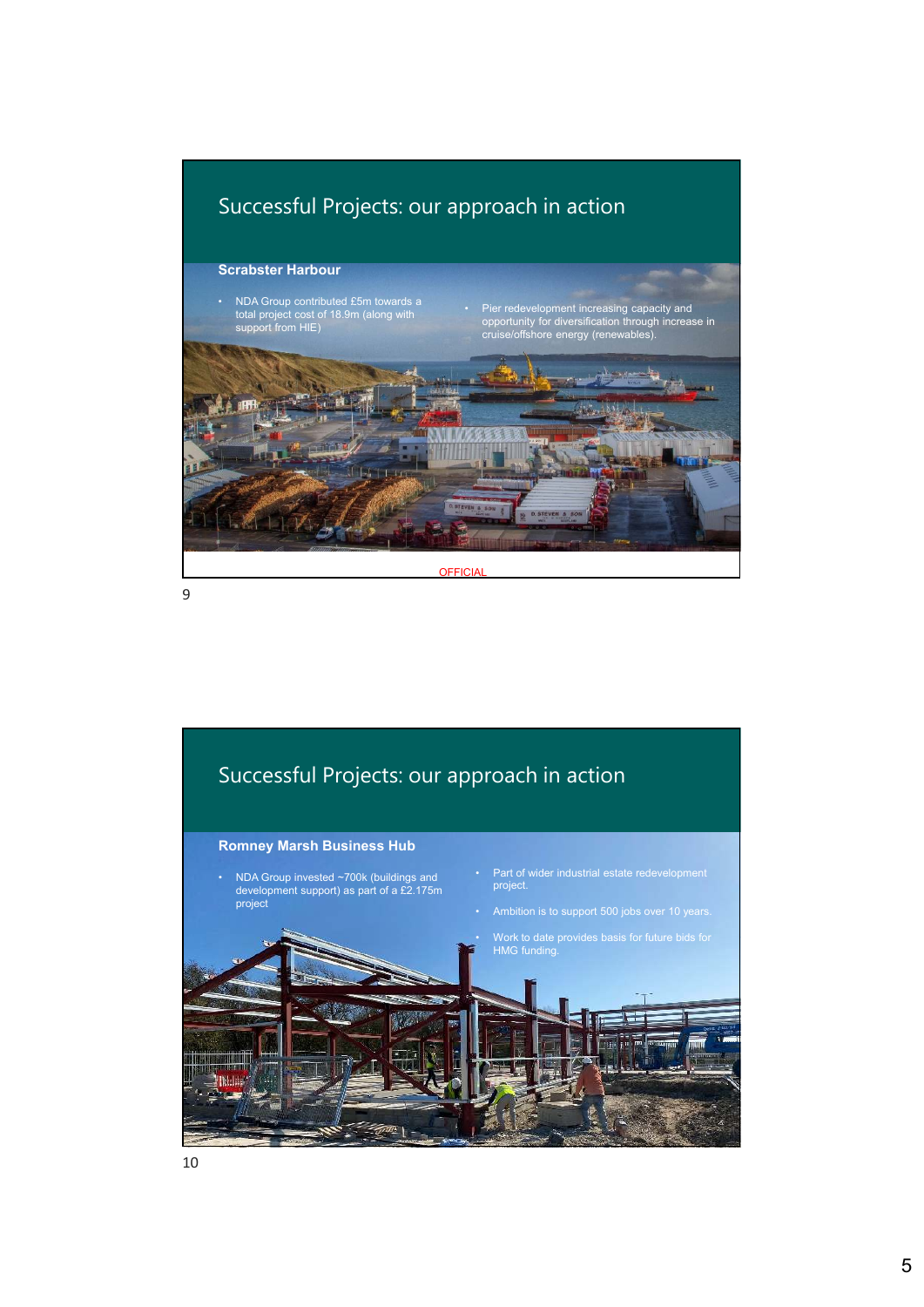## Successful Projects: our approach in action

### Scrabster Harbour

- NDA Group contributed £5m towards a total project cost of 18.9m (along with support from HIE)
- Pier redevelopment increasing capacity and opportunity for diversification through increase in cruise/offshore energy (renewables).

OFFICIAL

## Successful Projects: our approach in action

### Romney Marsh Business Hub

- NDA Group invested ~700k (buildings and development support) as part of a £2.175m project
- Part of wider industrial estate redevelopment project.
- Ambition is to support 500 jobs over 10 years.
- Work to date provides basis for future bids for HMG funding.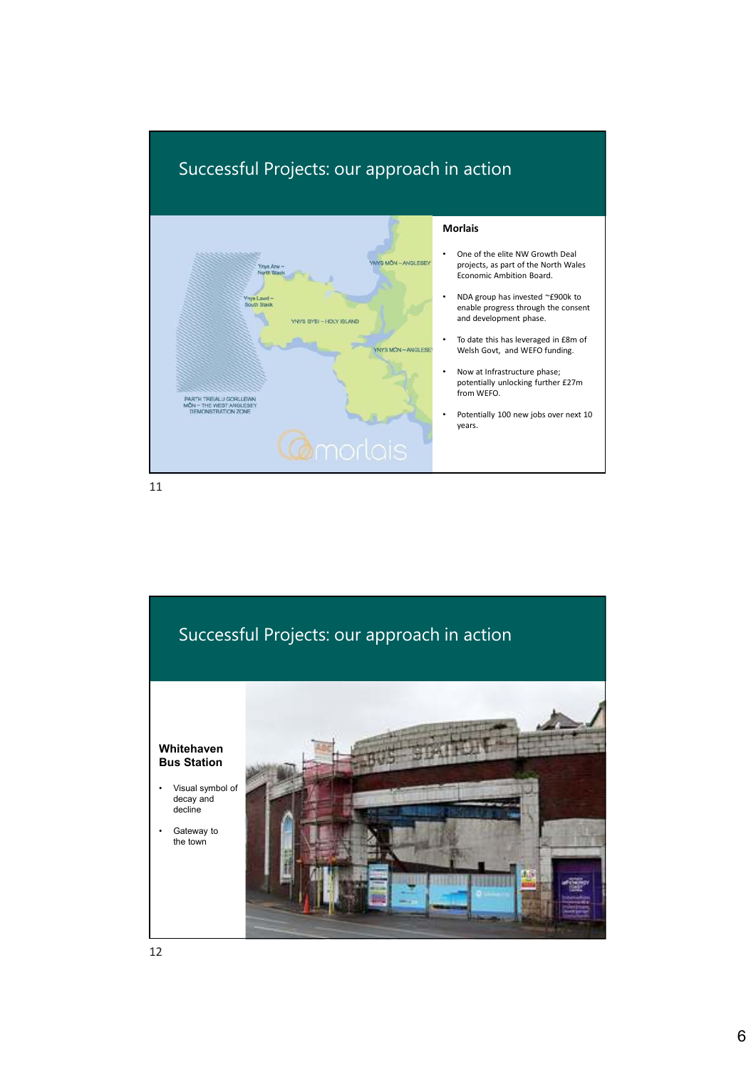## Successful Projects: our approach in action

### Morlais

- One of the elite NW Growth Deal projects, as part of the North Wales Economic Ambition Board.
- NDA group has invested ~£900k to enable progress through the consent and development phase.
- To date this has leveraged in £8m of Welsh Govt, and WEFO funding.
- Now at Infrastructure phase; potentially unlocking further £27m from WEFO.
- Potentially 100 new jobs over next 10 years.

## Successful Projects: our approach in action

### Whitehaven Bus Station

- Visual symbol of decay and decline
- Gateway to the town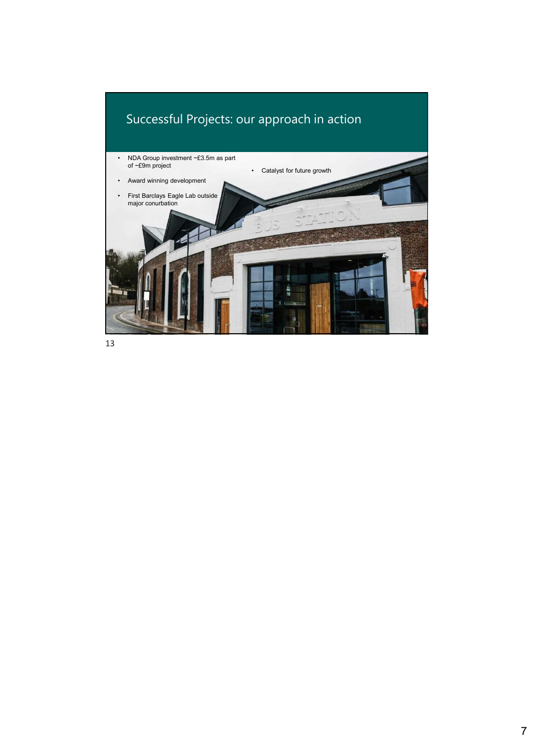## Successful Projects: our approach in action

- NDA Group investment ~£3.5m as part of ~£9m project
- Award winning development
- First Barclays Eagle Lab outside major conurbation
- Catalyst for future growth

13